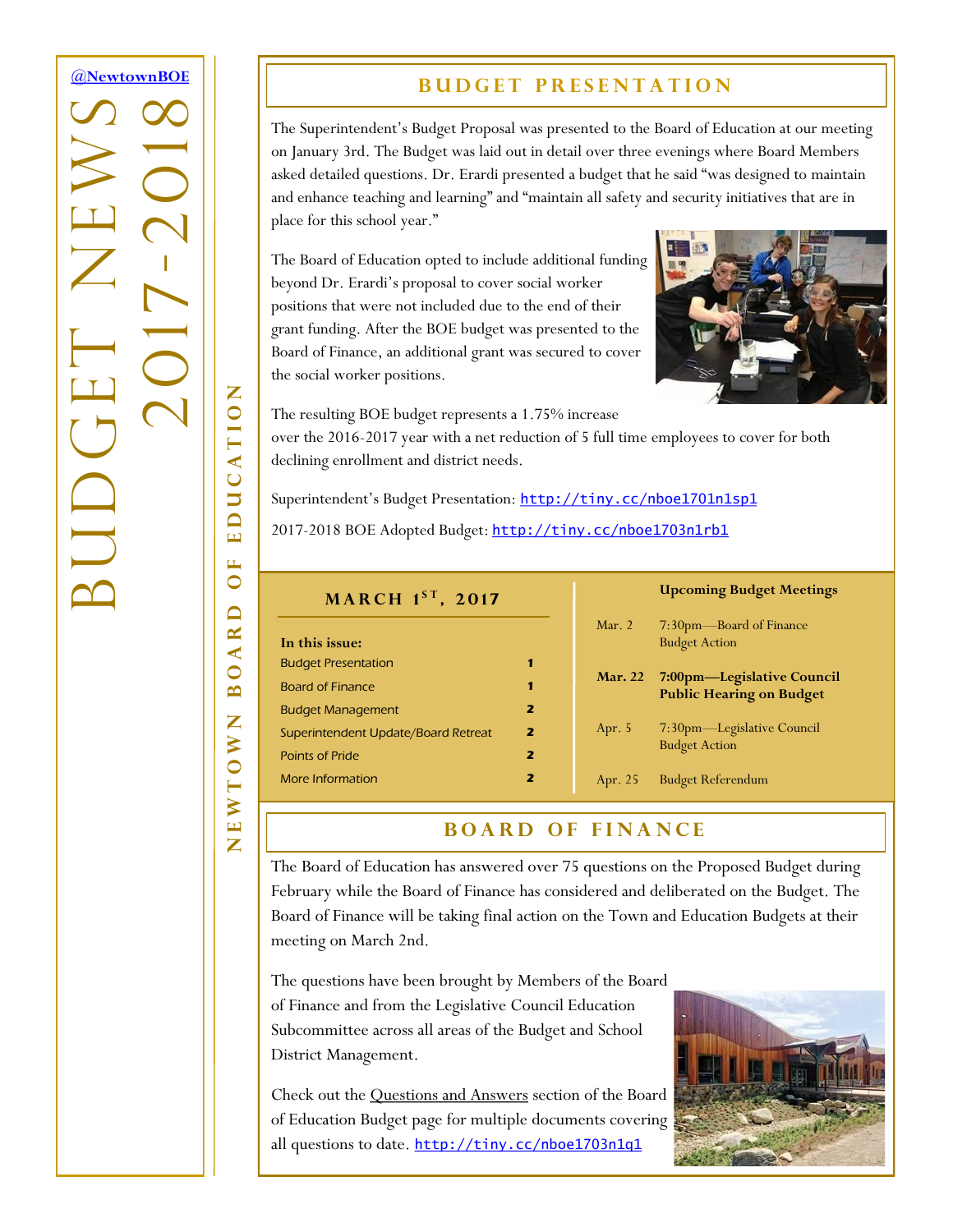[@NewtownBOE](https://twitter.com/NewtownBOE)

# BUDGET NEWS 2017-2018

NEWTOWN BOARD OF EDUCATION

## BUDGET PRESENTATION

The Superintendent's Budget Proposal was presented to the Board of Education at our meeting on January 3rd. The Budget was laid out in detail over three evenings where Board Members asked detailed questions. Dr. Erardi presented a budget that he said "was designed to maintain and enhance teaching and learning" and "maintain all safety and security initiatives that are in place for this school year."

The Board of Education opted to include additional funding beyond Dr. Erardi's proposal to cover social worker positions that were not included due to the end of their grant funding. After the BOE budget was presented to the Board of Finance, an additional grant was secured to cover the social worker positions.

The resulting BOE budget represents a 1.75% increase over the 2016-2017 year with a net reduction of 5 full time employees to cover for both declining enrollment and district needs.

Superintendent's Budget Presentation: http://tiny.cc/nboe1701n1sp1

2017-2018 BOE Adopted Budget: http://tiny.cc/nboe1703n1rb1

**MARCH 1ST, 2017**

**In this issue:**

| | |
|---|---|
| Budget Presentation | 1 |
| Board of Finance | 1 |
| Budget Management | 2 |
| Superintendent Update/Board Retreat | 2 |
| Points of Pride | 2 |
| More Information | 2 |

**Upcoming Budget Meetings**

| | |
|---|---|
| Mar. 2 | 7:30pm—Board of Finance Budget Action |
| **Mar. 22** | **7:00pm—Legislative Council Public Hearing on Budget** |
| Apr. 5 | 7:30pm—Legislative Council Budget Action |
| Apr. 25 | Budget Referendum |

## BOARD OF FINANCE

The Board of Education has answered over 75 questions on the Proposed Budget during February while the Board of Finance has considered and deliberated on the Budget. The Board of Finance will be taking final action on the Town and Education Budgets at their meeting on March 2nd.

The questions have been brought by Members of the Board of Finance and from the Legislative Council Education Subcommittee across all areas of the Budget and School District Management.

Check out the Questions and Answers section of the Board of Education Budget page for multiple documents covering all questions to date. http://tiny.cc/nboe1703n1q1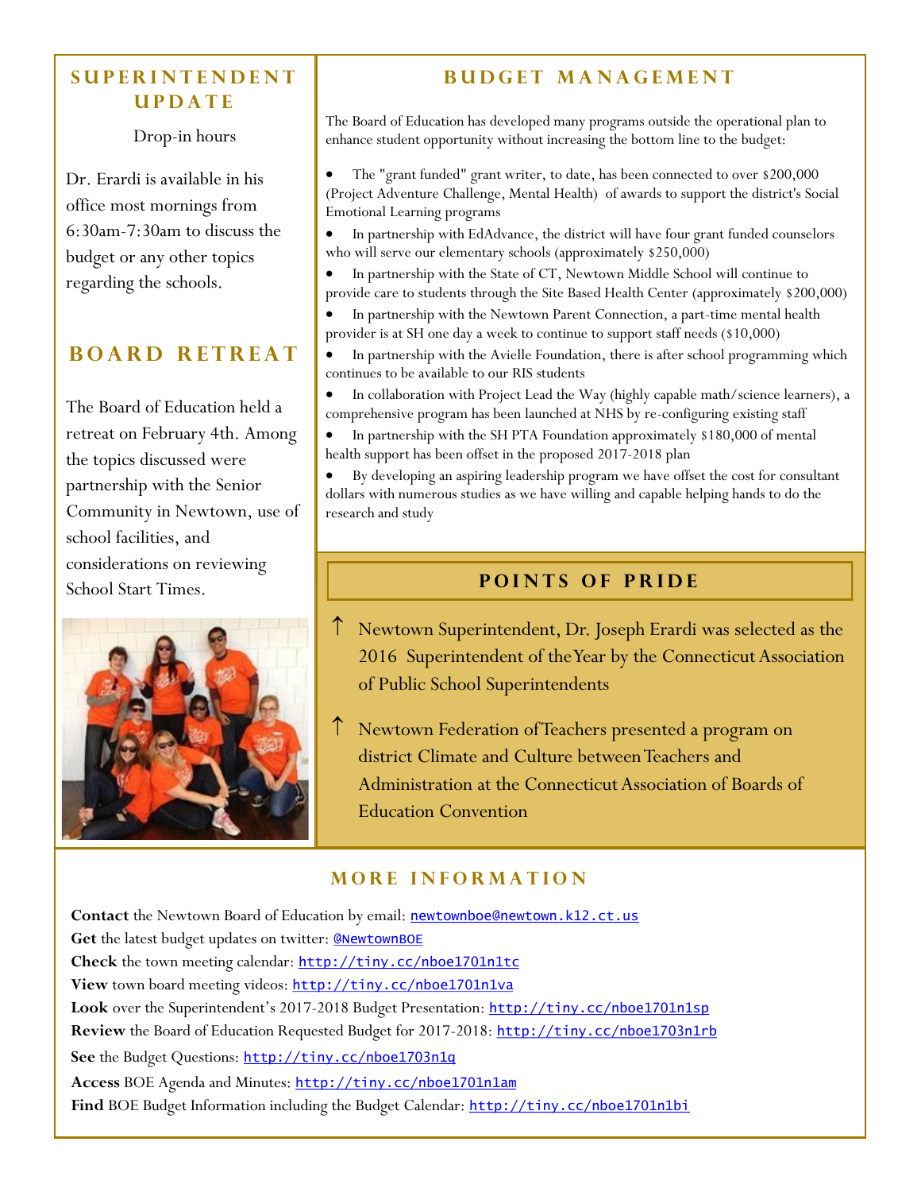## SUPERINTENDENT UPDATE

Drop-in hours

Dr. Erardi is available in his office most mornings from 6:30am-7:30am to discuss the budget or any other topics regarding the schools.

## BOARD RETREAT

The Board of Education held a retreat on February 4th. Among the topics discussed were partnership with the Senior Community in Newtown, use of school facilities, and considerations on reviewing School Start Times.

## BUDGET MANAGEMENT

The Board of Education has developed many programs outside the operational plan to enhance student opportunity without increasing the bottom line to the budget:

- The "grant funded" grant writer, to date, has been connected to over $200,000 (Project Adventure Challenge, Mental Health) of awards to support the district's Social Emotional Learning programs
- In partnership with EdAdvance, the district will have four grant funded counselors who will serve our elementary schools (approximately $250,000)
- In partnership with the State of CT, Newtown Middle School will continue to provide care to students through the Site Based Health Center (approximately $200,000)
- In partnership with the Newtown Parent Connection, a part-time mental health provider is at SH one day a week to continue to support staff needs ($10,000)
- In partnership with the Avielle Foundation, there is after school programming which continues to be available to our RIS students
- In collaboration with Project Lead the Way (highly capable math/science learners), a comprehensive program has been launched at NHS by re-configuring existing staff
- In partnership with the SH PTA Foundation approximately $180,000 of mental health support has been offset in the proposed 2017-2018 plan
- By developing an aspiring leadership program we have offset the cost for consultant dollars with numerous studies as we have willing and capable helping hands to do the research and study

## POINTS OF PRIDE

- Newtown Superintendent, Dr. Joseph Erardi was selected as the 2016 Superintendent of the Year by the Connecticut Association of Public School Superintendents
- Newtown Federation of Teachers presented a program on district Climate and Culture between Teachers and Administration at the Connecticut Association of Boards of Education Convention

## MORE INFORMATION

**Contact** the Newtown Board of Education by email: newtownboe@newtown.k12.ct.us

**Get** the latest budget updates on twitter: @NewtownBOE

**Check** the town meeting calendar: http://tiny.cc/nboe1701n1tc

**View** town board meeting videos: http://tiny.cc/nboe1701n1va

**Look** over the Superintendent's 2017-2018 Budget Presentation: http://tiny.cc/nboe1701n1sp

**Review** the Board of Education Requested Budget for 2017-2018: http://tiny.cc/nboe1703n1rb

**See** the Budget Questions: http://tiny.cc/nboe1703n1q

**Access** BOE Agenda and Minutes: http://tiny.cc/nboe1701n1am

**Find** BOE Budget Information including the Budget Calendar: http://tiny.cc/nboe1701n1bi